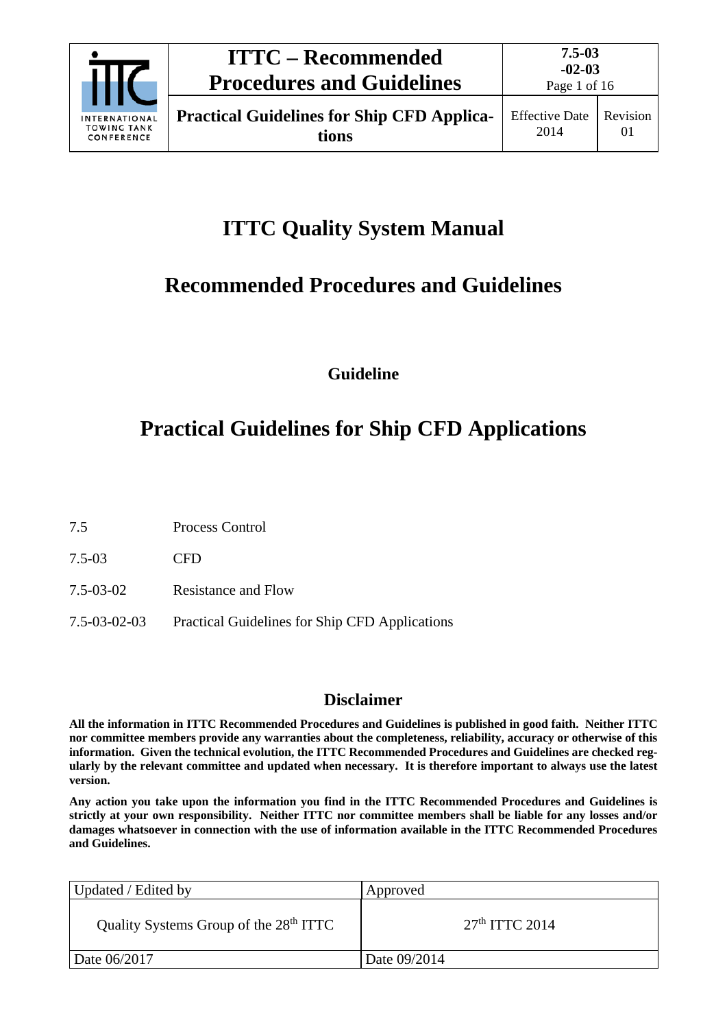# ITTC Quality System Manual

## Recommended Procedures and Guidelines

**Guideline**

# Practical Guidelines for Ship CFD Applications

| | |
|---|---|
| 7.5 | Process Control |
| 7.5-03 | CFD |
| 7.5-03-02 | Resistance and Flow |
| 7.5-03-02-03 | Practical Guidelines for Ship CFD Applications |

## Disclaimer

**All the information in ITTC Recommended Procedures and Guidelines is published in good faith. Neither ITTC nor committee members provide any warranties about the completeness, reliability, accuracy or otherwise of this information. Given the technical evolution, the ITTC Recommended Procedures and Guidelines are checked regularly by the relevant committee and updated when necessary. It is therefore important to always use the latest version.**

**Any action you take upon the information you find in the ITTC Recommended Procedures and Guidelines is strictly at your own responsibility. Neither ITTC nor committee members shall be liable for any losses and/or damages whatsoever in connection with the use of information available in the ITTC Recommended Procedures and Guidelines.**

| Updated / Edited by | Approved |
|---|---|
| Quality Systems Group of the 28th ITTC | 27th ITTC 2014 |
| Date 06/2017 | Date 09/2014 |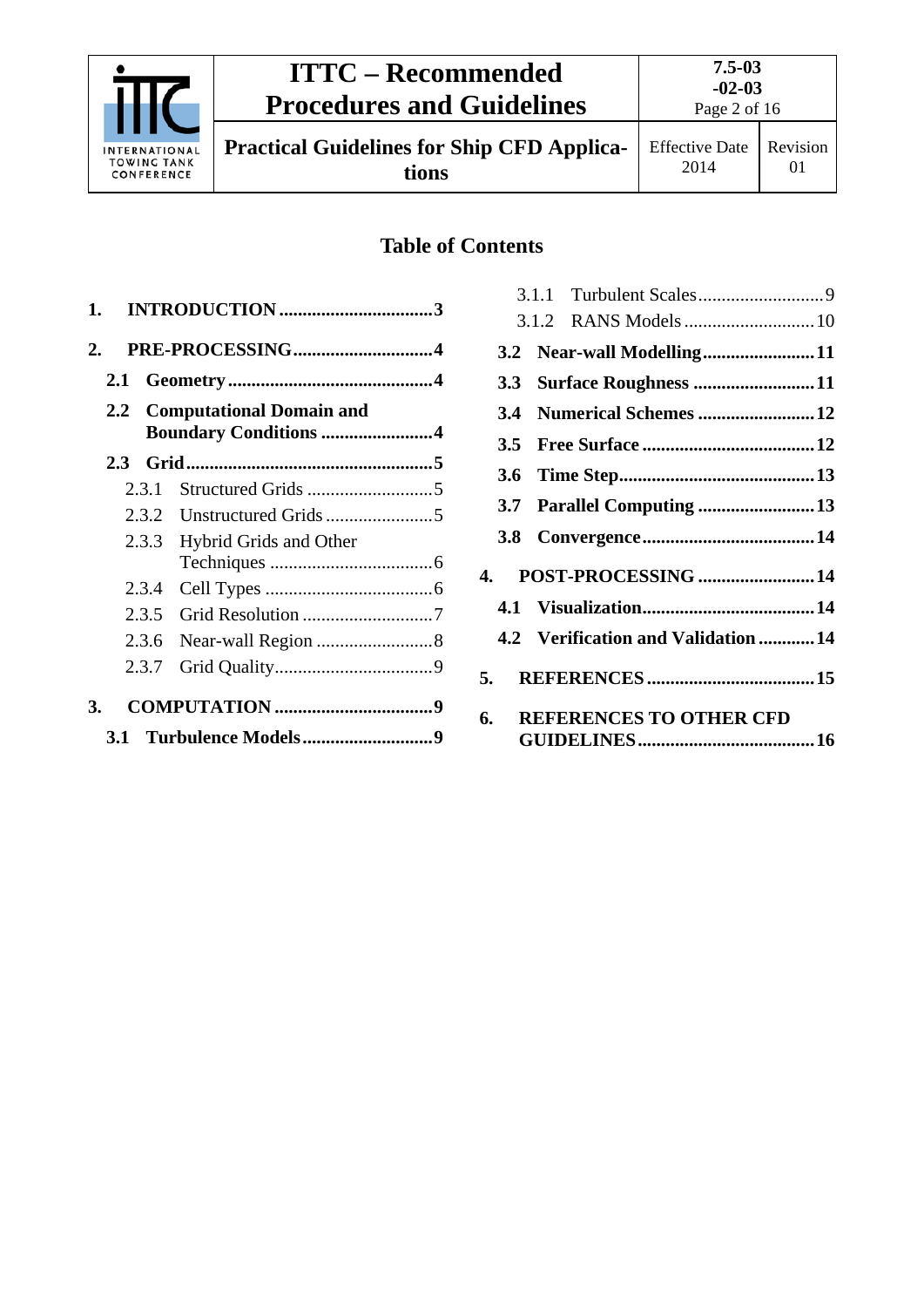## Table of Contents

1. **INTRODUCTION** .......... 3
2. **PRE-PROCESSING** .......... 4
   - **2.1 Geometry** .......... 4
   - **2.2 Computational Domain and Boundary Conditions** .......... 4
   - **2.3 Grid** .......... 5
     - 2.3.1 Structured Grids .......... 5
     - 2.3.2 Unstructured Grids .......... 5
     - 2.3.3 Hybrid Grids and Other Techniques .......... 6
     - 2.3.4 Cell Types .......... 6
     - 2.3.5 Grid Resolution .......... 7
     - 2.3.6 Near-wall Region .......... 8
     - 2.3.7 Grid Quality .......... 9
3. **COMPUTATION** .......... 9
   - **3.1 Turbulence Models** .......... 9
     - 3.1.1 Turbulent Scales .......... 9
     - 3.1.2 RANS Models .......... 10
   - **3.2 Near-wall Modelling** .......... 11
   - **3.3 Surface Roughness** .......... 11
   - **3.4 Numerical Schemes** .......... 12
   - **3.5 Free Surface** .......... 12
   - **3.6 Time Step** .......... 13
   - **3.7 Parallel Computing** .......... 13
   - **3.8 Convergence** .......... 14
4. **POST-PROCESSING** .......... 14
   - **4.1 Visualization** .......... 14
   - **4.2 Verification and Validation** .......... 14
5. **REFERENCES** .......... 15
6. **REFERENCES TO OTHER CFD GUIDELINES** .......... 16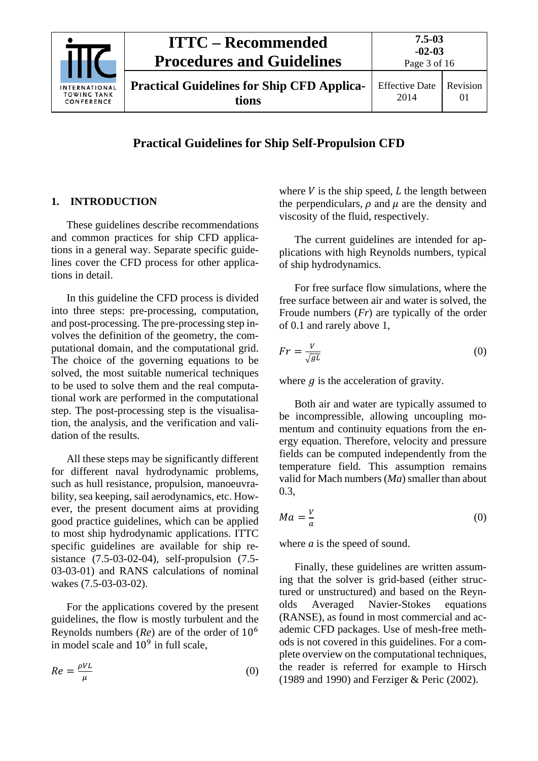## Practical Guidelines for Ship Self-Propulsion CFD

## 1. INTRODUCTION

These guidelines describe recommendations and common practices for ship CFD applications in a general way. Separate specific guidelines cover the CFD process for other applications in detail.

In this guideline the CFD process is divided into three steps: pre-processing, computation, and post-processing. The pre-processing step involves the definition of the geometry, the computational domain, and the computational grid. The choice of the governing equations to be solved, the most suitable numerical techniques to be used to solve them and the real computational work are performed in the computational step. The post-processing step is the visualisation, the analysis, and the verification and validation of the results.

All these steps may be significantly different for different naval hydrodynamic problems, such as hull resistance, propulsion, manoeuvrability, sea keeping, sail aerodynamics, etc. However, the present document aims at providing good practice guidelines, which can be applied to most ship hydrodynamic applications. ITTC specific guidelines are available for ship resistance (7.5-03-02-04), self-propulsion (7.5-03-03-01) and RANS calculations of nominal wakes (7.5-03-03-02).

For the applications covered by the present guidelines, the flow is mostly turbulent and the Reynolds numbers (*Re*) are of the order of $10^6$ in model scale and $10^9$ in full scale,

$$Re = \frac{\rho V L}{\mu} \qquad (0)$$

where $V$ is the ship speed, $L$ the length between the perpendiculars, $\rho$ and $\mu$ are the density and viscosity of the fluid, respectively.

The current guidelines are intended for applications with high Reynolds numbers, typical of ship hydrodynamics.

For free surface flow simulations, where the free surface between air and water is solved, the Froude numbers (*Fr*) are typically of the order of 0.1 and rarely above 1,

$$Fr = \frac{V}{\sqrt{gL}} \qquad (0)$$

where $g$ is the acceleration of gravity.

Both air and water are typically assumed to be incompressible, allowing uncoupling momentum and continuity equations from the energy equation. Therefore, velocity and pressure fields can be computed independently from the temperature field. This assumption remains valid for Mach numbers (*Ma*) smaller than about 0.3,

$$Ma = \frac{V}{a} \qquad (0)$$

where $a$ is the speed of sound.

Finally, these guidelines are written assuming that the solver is grid-based (either structured or unstructured) and based on the Reynolds Averaged Navier-Stokes equations (RANSE), as found in most commercial and academic CFD packages. Use of mesh-free methods is not covered in this guidelines. For a complete overview on the computational techniques, the reader is referred for example to Hirsch (1989 and 1990) and Ferziger & Peric (2002).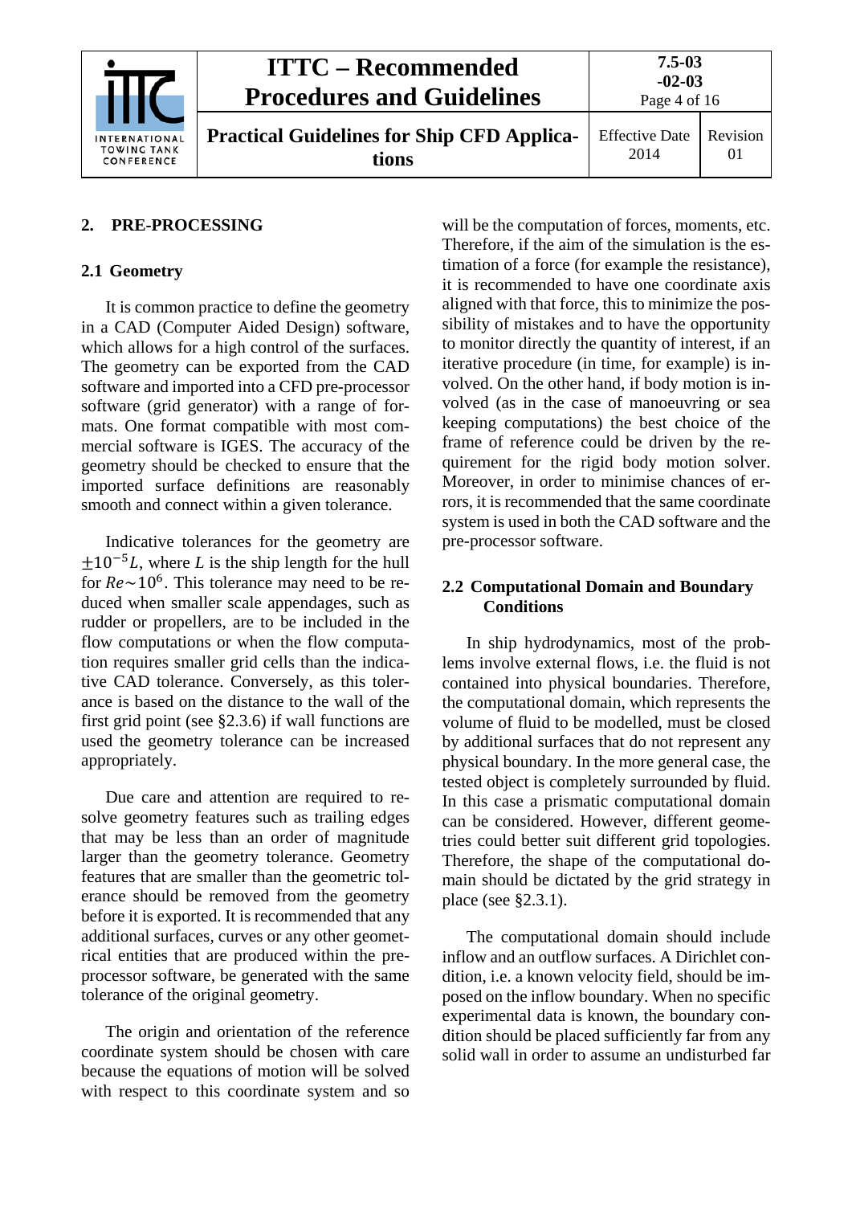## 2. PRE-PROCESSING

### 2.1 Geometry

It is common practice to define the geometry in a CAD (Computer Aided Design) software, which allows for a high control of the surfaces. The geometry can be exported from the CAD software and imported into a CFD pre-processor software (grid generator) with a range of formats. One format compatible with most commercial software is IGES. The accuracy of the geometry should be checked to ensure that the imported surface definitions are reasonably smooth and connect within a given tolerance.

Indicative tolerances for the geometry are $\pm 10^{-5}L$, where $L$ is the ship length for the hull for $Re \sim 10^{6}$. This tolerance may need to be reduced when smaller scale appendages, such as rudder or propellers, are to be included in the flow computations or when the flow computation requires smaller grid cells than the indicative CAD tolerance. Conversely, as this tolerance is based on the distance to the wall of the first grid point (see §2.3.6) if wall functions are used the geometry tolerance can be increased appropriately.

Due care and attention are required to resolve geometry features such as trailing edges that may be less than an order of magnitude larger than the geometry tolerance. Geometry features that are smaller than the geometric tolerance should be removed from the geometry before it is exported. It is recommended that any additional surfaces, curves or any other geometrical entities that are produced within the pre-processor software, be generated with the same tolerance of the original geometry.

The origin and orientation of the reference coordinate system should be chosen with care because the equations of motion will be solved with respect to this coordinate system and so will be the computation of forces, moments, etc. Therefore, if the aim of the simulation is the estimation of a force (for example the resistance), it is recommended to have one coordinate axis aligned with that force, this to minimize the possibility of mistakes and to have the opportunity to monitor directly the quantity of interest, if an iterative procedure (in time, for example) is involved. On the other hand, if body motion is involved (as in the case of manoeuvring or sea keeping computations) the best choice of the frame of reference could be driven by the requirement for the rigid body motion solver. Moreover, in order to minimise chances of errors, it is recommended that the same coordinate system is used in both the CAD software and the pre-processor software.

### 2.2 Computational Domain and Boundary Conditions

In ship hydrodynamics, most of the problems involve external flows, i.e. the fluid is not contained into physical boundaries. Therefore, the computational domain, which represents the volume of fluid to be modelled, must be closed by additional surfaces that do not represent any physical boundary. In the more general case, the tested object is completely surrounded by fluid. In this case a prismatic computational domain can be considered. However, different geometries could better suit different grid topologies. Therefore, the shape of the computational domain should be dictated by the grid strategy in place (see §2.3.1).

The computational domain should include inflow and an outflow surfaces. A Dirichlet condition, i.e. a known velocity field, should be imposed on the inflow boundary. When no specific experimental data is known, the boundary condition should be placed sufficiently far from any solid wall in order to assume an undisturbed far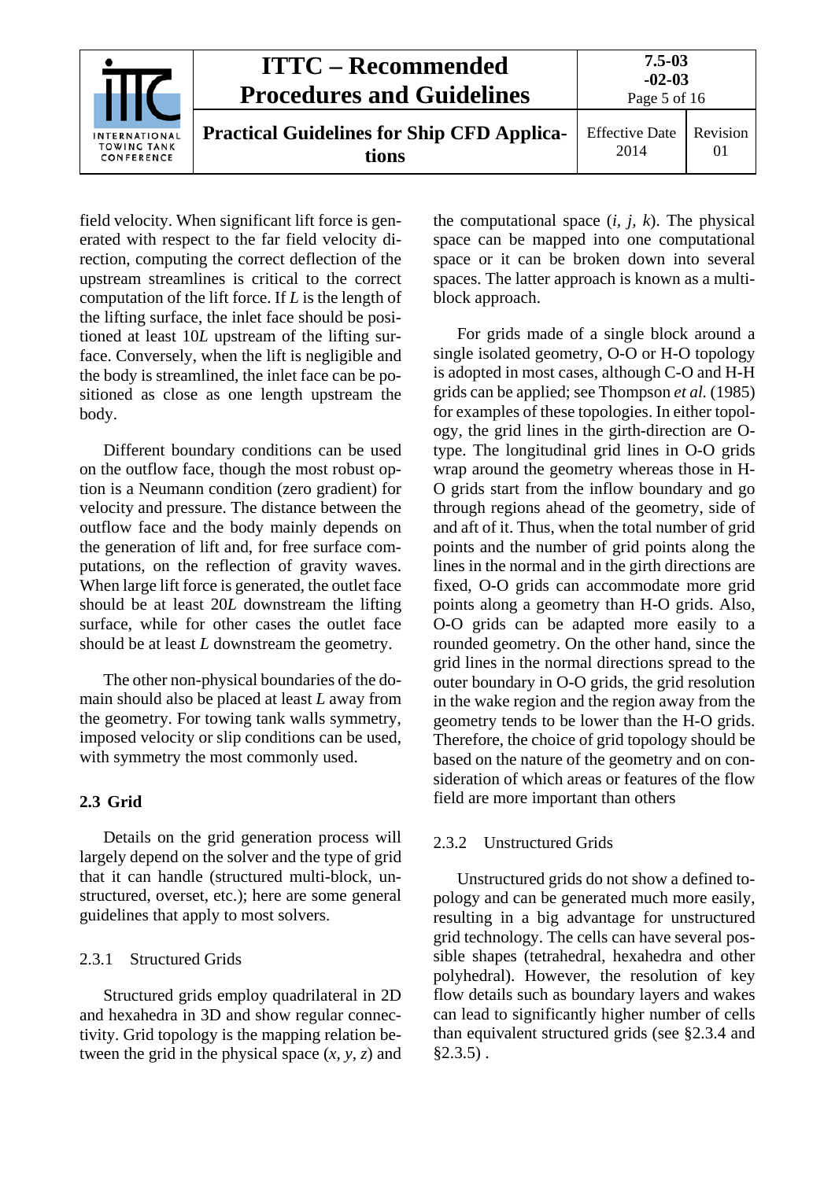field velocity. When significant lift force is generated with respect to the far field velocity direction, computing the correct deflection of the upstream streamlines is critical to the correct computation of the lift force. If $L$ is the length of the lifting surface, the inlet face should be positioned at least $10L$ upstream of the lifting surface. Conversely, when the lift is negligible and the body is streamlined, the inlet face can be positioned as close as one length upstream the body.

Different boundary conditions can be used on the outflow face, though the most robust option is a Neumann condition (zero gradient) for velocity and pressure. The distance between the outflow face and the body mainly depends on the generation of lift and, for free surface computations, on the reflection of gravity waves. When large lift force is generated, the outlet face should be at least $20L$ downstream the lifting surface, while for other cases the outlet face should be at least $L$ downstream the geometry.

The other non-physical boundaries of the domain should also be placed at least $L$ away from the geometry. For towing tank walls symmetry, imposed velocity or slip conditions can be used, with symmetry the most commonly used.

## 2.3 Grid

Details on the grid generation process will largely depend on the solver and the type of grid that it can handle (structured multi-block, unstructured, overset, etc.); here are some general guidelines that apply to most solvers.

### 2.3.1 Structured Grids

Structured grids employ quadrilateral in 2D and hexahedra in 3D and show regular connectivity. Grid topology is the mapping relation between the grid in the physical space ($x$, $y$, $z$) and the computational space ($i$, $j$, $k$). The physical space can be mapped into one computational space or it can be broken down into several spaces. The latter approach is known as a multi-block approach.

For grids made of a single block around a single isolated geometry, O-O or H-O topology is adopted in most cases, although C-O and H-H grids can be applied; see Thompson *et al.* (1985) for examples of these topologies. In either topology, the grid lines in the girth-direction are O-type. The longitudinal grid lines in O-O grids wrap around the geometry whereas those in H-O grids start from the inflow boundary and go through regions ahead of the geometry, side of and aft of it. Thus, when the total number of grid points and the number of grid points along the lines in the normal and in the girth directions are fixed, O-O grids can accommodate more grid points along a geometry than H-O grids. Also, O-O grids can be adapted more easily to a rounded geometry. On the other hand, since the grid lines in the normal directions spread to the outer boundary in O-O grids, the grid resolution in the wake region and the region away from the geometry tends to be lower than the H-O grids. Therefore, the choice of grid topology should be based on the nature of the geometry and on consideration of which areas or features of the flow field are more important than others

### 2.3.2 Unstructured Grids

Unstructured grids do not show a defined topology and can be generated much more easily, resulting in a big advantage for unstructured grid technology. The cells can have several possible shapes (tetrahedral, hexahedra and other polyhedral). However, the resolution of key flow details such as boundary layers and wakes can lead to significantly higher number of cells than equivalent structured grids (see §2.3.4 and §2.3.5) .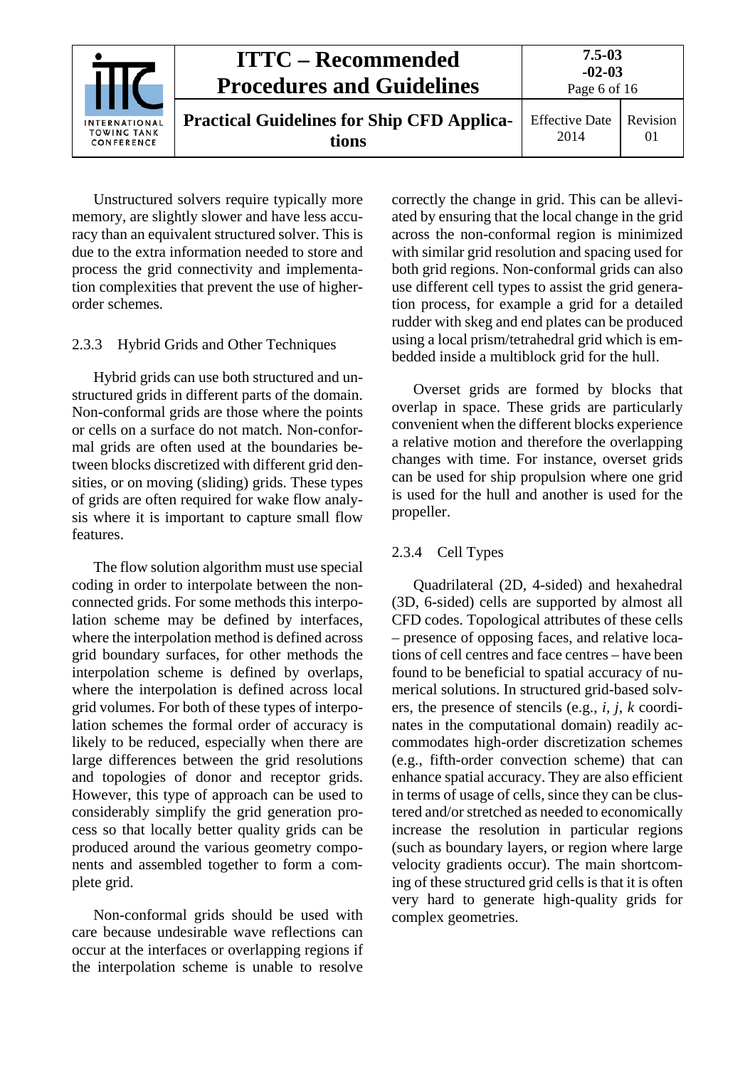Unstructured solvers require typically more memory, are slightly slower and have less accuracy than an equivalent structured solver. This is due to the extra information needed to store and process the grid connectivity and implementation complexities that prevent the use of higher-order schemes.

### 2.3.3 Hybrid Grids and Other Techniques

Hybrid grids can use both structured and unstructured grids in different parts of the domain. Non-conformal grids are those where the points or cells on a surface do not match. Non-conformal grids are often used at the boundaries between blocks discretized with different grid densities, or on moving (sliding) grids. These types of grids are often required for wake flow analysis where it is important to capture small flow features.

The flow solution algorithm must use special coding in order to interpolate between the non-connected grids. For some methods this interpolation scheme may be defined by interfaces, where the interpolation method is defined across grid boundary surfaces, for other methods the interpolation scheme is defined by overlaps, where the interpolation is defined across local grid volumes. For both of these types of interpolation schemes the formal order of accuracy is likely to be reduced, especially when there are large differences between the grid resolutions and topologies of donor and receptor grids. However, this type of approach can be used to considerably simplify the grid generation process so that locally better quality grids can be produced around the various geometry components and assembled together to form a complete grid.

Non-conformal grids should be used with care because undesirable wave reflections can occur at the interfaces or overlapping regions if the interpolation scheme is unable to resolve correctly the change in grid. This can be alleviated by ensuring that the local change in the grid across the non-conformal region is minimized with similar grid resolution and spacing used for both grid regions. Non-conformal grids can also use different cell types to assist the grid generation process, for example a grid for a detailed rudder with skeg and end plates can be produced using a local prism/tetrahedral grid which is embedded inside a multiblock grid for the hull.

Overset grids are formed by blocks that overlap in space. These grids are particularly convenient when the different blocks experience a relative motion and therefore the overlapping changes with time. For instance, overset grids can be used for ship propulsion where one grid is used for the hull and another is used for the propeller.

### 2.3.4 Cell Types

Quadrilateral (2D, 4-sided) and hexahedral (3D, 6-sided) cells are supported by almost all CFD codes. Topological attributes of these cells – presence of opposing faces, and relative locations of cell centres and face centres – have been found to be beneficial to spatial accuracy of numerical solutions. In structured grid-based solvers, the presence of stencils (e.g., *i*, *j*, *k* coordinates in the computational domain) readily accommodates high-order discretization schemes (e.g., fifth-order convection scheme) that can enhance spatial accuracy. They are also efficient in terms of usage of cells, since they can be clustered and/or stretched as needed to economically increase the resolution in particular regions (such as boundary layers, or region where large velocity gradients occur). The main shortcoming of these structured grid cells is that it is often very hard to generate high-quality grids for complex geometries.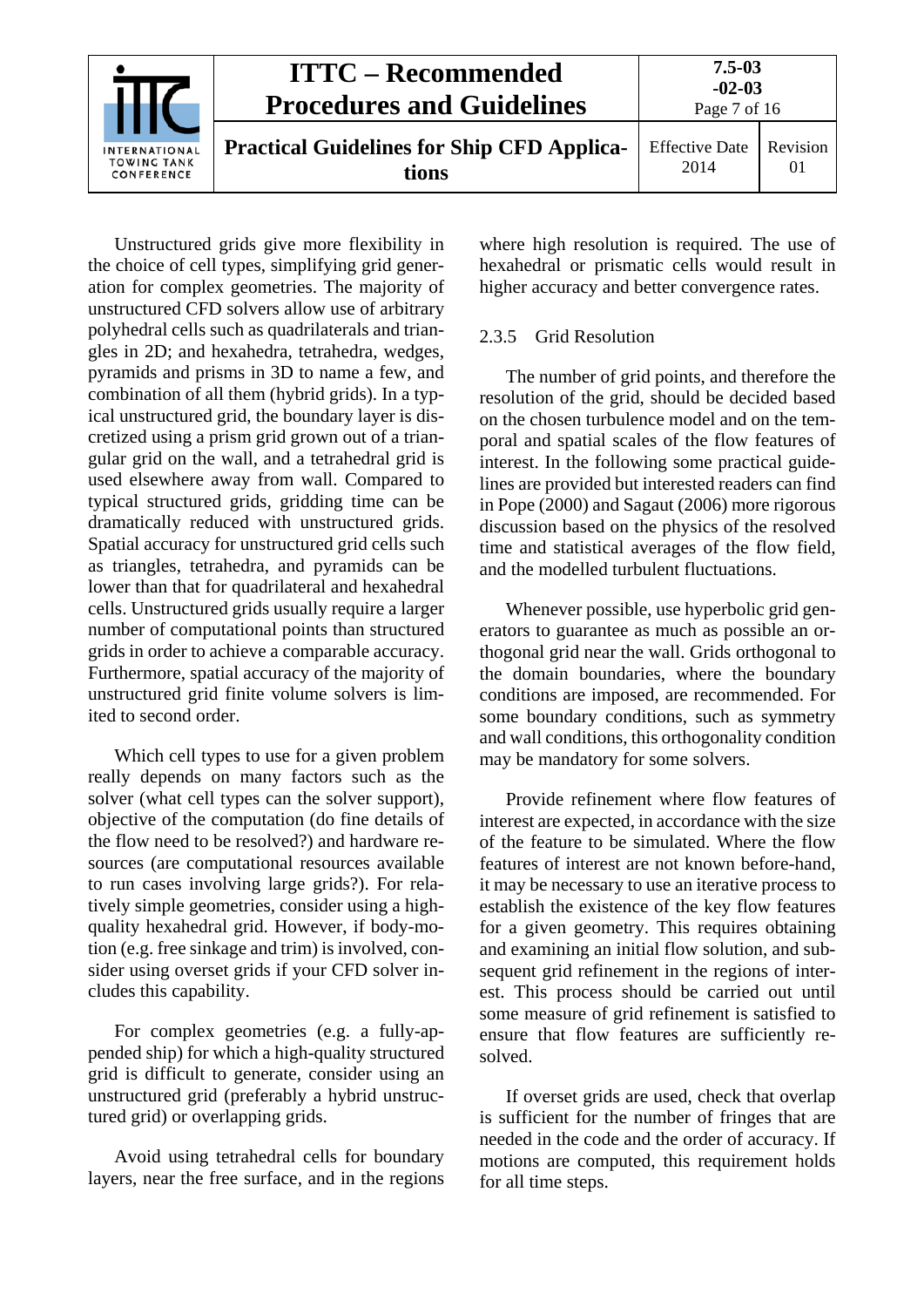Unstructured grids give more flexibility in the choice of cell types, simplifying grid generation for complex geometries. The majority of unstructured CFD solvers allow use of arbitrary polyhedral cells such as quadrilaterals and triangles in 2D; and hexahedra, tetrahedra, wedges, pyramids and prisms in 3D to name a few, and combination of all them (hybrid grids). In a typical unstructured grid, the boundary layer is discretized using a prism grid grown out of a triangular grid on the wall, and a tetrahedral grid is used elsewhere away from wall. Compared to typical structured grids, gridding time can be dramatically reduced with unstructured grids. Spatial accuracy for unstructured grid cells such as triangles, tetrahedra, and pyramids can be lower than that for quadrilateral and hexahedral cells. Unstructured grids usually require a larger number of computational points than structured grids in order to achieve a comparable accuracy. Furthermore, spatial accuracy of the majority of unstructured grid finite volume solvers is limited to second order.

Which cell types to use for a given problem really depends on many factors such as the solver (what cell types can the solver support), objective of the computation (do fine details of the flow need to be resolved?) and hardware resources (are computational resources available to run cases involving large grids?). For relatively simple geometries, consider using a high-quality hexahedral grid. However, if body-motion (e.g. free sinkage and trim) is involved, consider using overset grids if your CFD solver includes this capability.

For complex geometries (e.g. a fully-appended ship) for which a high-quality structured grid is difficult to generate, consider using an unstructured grid (preferably a hybrid unstructured grid) or overlapping grids.

Avoid using tetrahedral cells for boundary layers, near the free surface, and in the regions where high resolution is required. The use of hexahedral or prismatic cells would result in higher accuracy and better convergence rates.

### 2.3.5 Grid Resolution

The number of grid points, and therefore the resolution of the grid, should be decided based on the chosen turbulence model and on the temporal and spatial scales of the flow features of interest. In the following some practical guidelines are provided but interested readers can find in Pope (2000) and Sagaut (2006) more rigorous discussion based on the physics of the resolved time and statistical averages of the flow field, and the modelled turbulent fluctuations.

Whenever possible, use hyperbolic grid generators to guarantee as much as possible an orthogonal grid near the wall. Grids orthogonal to the domain boundaries, where the boundary conditions are imposed, are recommended. For some boundary conditions, such as symmetry and wall conditions, this orthogonality condition may be mandatory for some solvers.

Provide refinement where flow features of interest are expected, in accordance with the size of the feature to be simulated. Where the flow features of interest are not known before-hand, it may be necessary to use an iterative process to establish the existence of the key flow features for a given geometry. This requires obtaining and examining an initial flow solution, and subsequent grid refinement in the regions of interest. This process should be carried out until some measure of grid refinement is satisfied to ensure that flow features are sufficiently resolved.

If overset grids are used, check that overlap is sufficient for the number of fringes that are needed in the code and the order of accuracy. If motions are computed, this requirement holds for all time steps.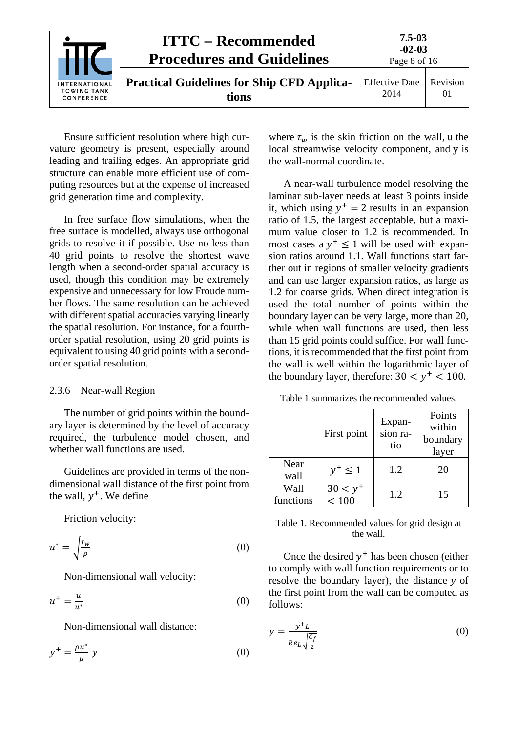Ensure sufficient resolution where high curvature geometry is present, especially around leading and trailing edges. An appropriate grid structure can enable more efficient use of computing resources but at the expense of increased grid generation time and complexity.

In free surface flow simulations, when the free surface is modelled, always use orthogonal grids to resolve it if possible. Use no less than 40 grid points to resolve the shortest wave length when a second-order spatial accuracy is used, though this condition may be extremely expensive and unnecessary for low Froude number flows. The same resolution can be achieved with different spatial accuracies varying linearly the spatial resolution. For instance, for a fourth-order spatial resolution, using 20 grid points is equivalent to using 40 grid points with a second-order spatial resolution.

### 2.3.6 Near-wall Region

The number of grid points within the boundary layer is determined by the level of accuracy required, the turbulence model chosen, and whether wall functions are used.

Guidelines are provided in terms of the non-dimensional wall distance of the first point from the wall, $y^+$. We define

Friction velocity:

$$u^* = \sqrt{\frac{\tau_w}{\rho}} \quad (0)$$

Non-dimensional wall velocity:

$$u^+ = \frac{u}{u^*} \quad (0)$$

Non-dimensional wall distance:

$$y^+ = \frac{\rho u^*}{\mu} y \quad (0)$$

where $\tau_w$ is the skin friction on the wall, u the local streamwise velocity component, and y is the wall-normal coordinate.

A near-wall turbulence model resolving the laminar sub-layer needs at least 3 points inside it, which using $y^+ = 2$ results in an expansion ratio of 1.5, the largest acceptable, but a maximum value closer to 1.2 is recommended. In most cases a $y^+ \leq 1$ will be used with expansion ratios around 1.1. Wall functions start farther out in regions of smaller velocity gradients and can use larger expansion ratios, as large as 1.2 for coarse grids. When direct integration is used the total number of points within the boundary layer can be very large, more than 20, while when wall functions are used, then less than 15 grid points could suffice. For wall functions, it is recommended that the first point from the wall is well within the logarithmic layer of the boundary layer, therefore: $30 < y^+ < 100$.

Table 1 summarizes the recommended values.

|  | First point | Expansion ratio | Points within boundary layer |
|---|---|---|---|
| Near wall | $y^+ \leq 1$ | 1.2 | 20 |
| Wall functions | $30 < y^+ < 100$ | 1.2 | 15 |

Table 1. Recommended values for grid design at the wall.

Once the desired $y^+$ has been chosen (either to comply with wall function requirements or to resolve the boundary layer), the distance $y$ of the first point from the wall can be computed as follows:

$$y = \frac{y^+ L}{Re_L \sqrt{\frac{C_f}{2}}} \quad (0)$$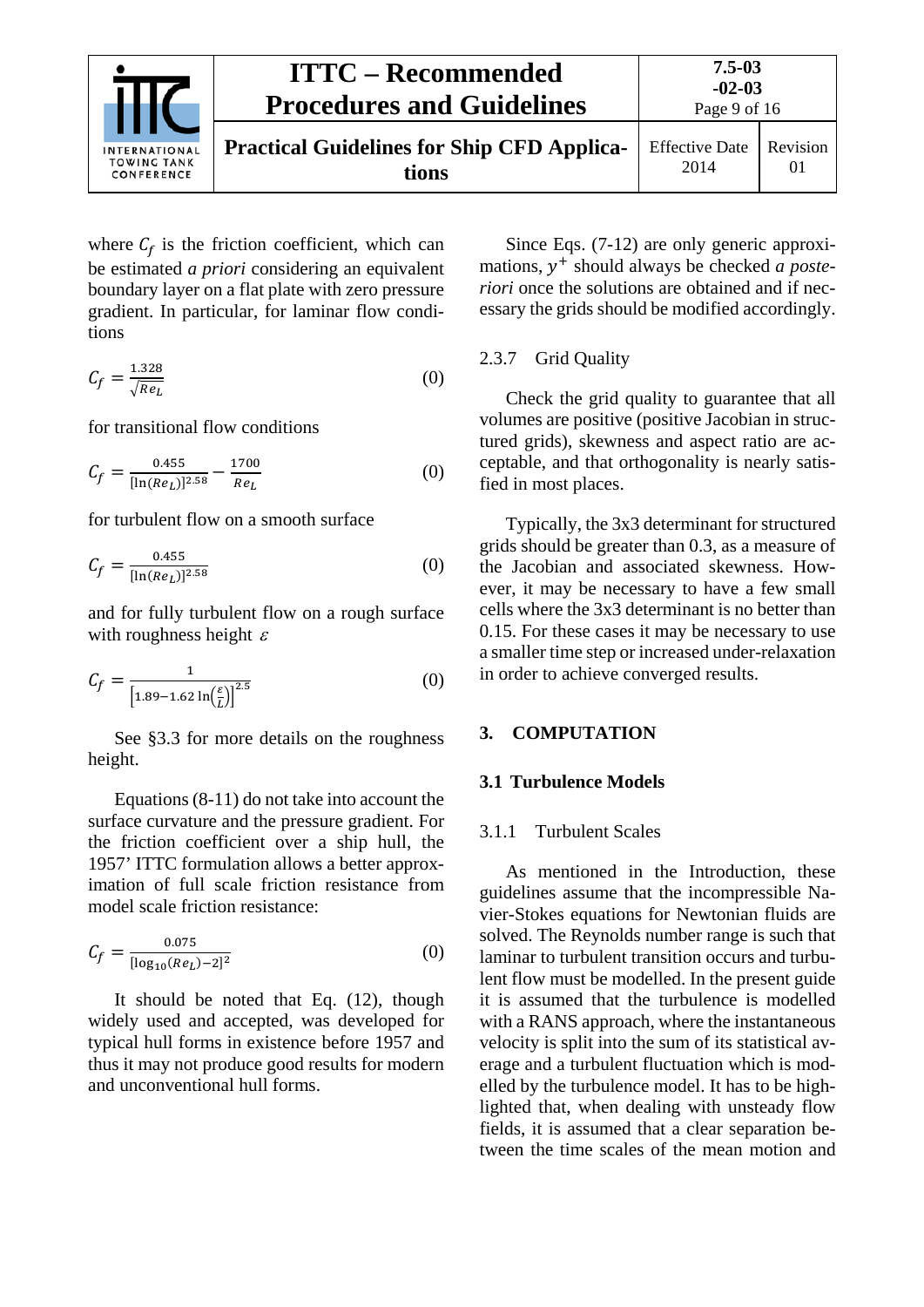where $C_f$ is the friction coefficient, which can be estimated *a priori* considering an equivalent boundary layer on a flat plate with zero pressure gradient. In particular, for laminar flow conditions

$$C_f = \frac{1.328}{\sqrt{Re_L}} \tag{0}$$

for transitional flow conditions

$$C_f = \frac{0.455}{[\ln(Re_L)]^{2.58}} - \frac{1700}{Re_L} \tag{0}$$

for turbulent flow on a smooth surface

$$C_f = \frac{0.455}{[\ln(Re_L)]^{2.58}} \tag{0}$$

and for fully turbulent flow on a rough surface with roughness height $\varepsilon$

$$C_f = \frac{1}{\left[1.89 - 1.62\ln\left(\frac{\varepsilon}{L}\right)\right]^{2.5}} \tag{0}$$

See §3.3 for more details on the roughness height.

Equations (8-11) do not take into account the surface curvature and the pressure gradient. For the friction coefficient over a ship hull, the 1957' ITTC formulation allows a better approximation of full scale friction resistance from model scale friction resistance:

$$C_f = \frac{0.075}{[\log_{10}(Re_L) - 2]^2} \tag{0}$$

It should be noted that Eq. (12), though widely used and accepted, was developed for typical hull forms in existence before 1957 and thus it may not produce good results for modern and unconventional hull forms.

Since Eqs. (7-12) are only generic approximations, $y^+$ should always be checked *a posteriori* once the solutions are obtained and if necessary the grids should be modified accordingly.

#### 2.3.7 Grid Quality

Check the grid quality to guarantee that all volumes are positive (positive Jacobian in structured grids), skewness and aspect ratio are acceptable, and that orthogonality is nearly satisfied in most places.

Typically, the 3x3 determinant for structured grids should be greater than 0.3, as a measure of the Jacobian and associated skewness. However, it may be necessary to have a few small cells where the 3x3 determinant is no better than 0.15. For these cases it may be necessary to use a smaller time step or increased under-relaxation in order to achieve converged results.

## 3. COMPUTATION

### 3.1 Turbulence Models

#### 3.1.1 Turbulent Scales

As mentioned in the Introduction, these guidelines assume that the incompressible Navier-Stokes equations for Newtonian fluids are solved. The Reynolds number range is such that laminar to turbulent transition occurs and turbulent flow must be modelled. In the present guide it is assumed that the turbulence is modelled with a RANS approach, where the instantaneous velocity is split into the sum of its statistical average and a turbulent fluctuation which is modelled by the turbulence model. It has to be highlighted that, when dealing with unsteady flow fields, it is assumed that a clear separation between the time scales of the mean motion and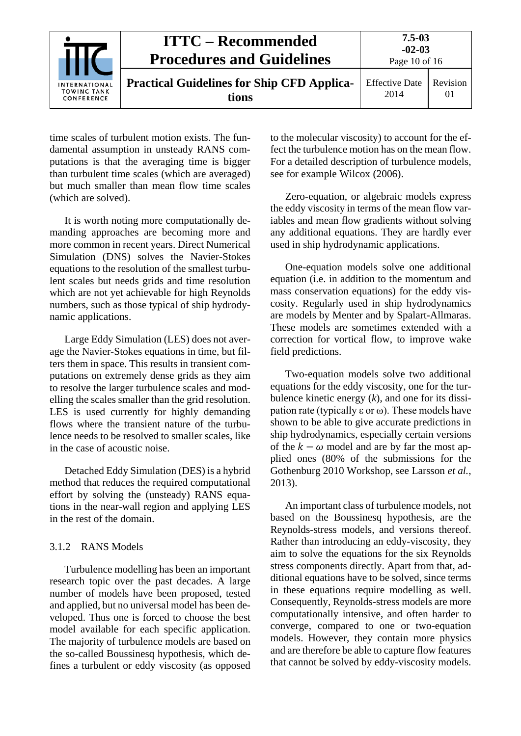time scales of turbulent motion exists. The fundamental assumption in unsteady RANS computations is that the averaging time is bigger than turbulent time scales (which are averaged) but much smaller than mean flow time scales (which are solved).

It is worth noting more computationally demanding approaches are becoming more and more common in recent years. Direct Numerical Simulation (DNS) solves the Navier-Stokes equations to the resolution of the smallest turbulent scales but needs grids and time resolution which are not yet achievable for high Reynolds numbers, such as those typical of ship hydrodynamic applications.

Large Eddy Simulation (LES) does not average the Navier-Stokes equations in time, but filters them in space. This results in transient computations on extremely dense grids as they aim to resolve the larger turbulence scales and modelling the scales smaller than the grid resolution. LES is used currently for highly demanding flows where the transient nature of the turbulence needs to be resolved to smaller scales, like in the case of acoustic noise.

Detached Eddy Simulation (DES) is a hybrid method that reduces the required computational effort by solving the (unsteady) RANS equations in the near-wall region and applying LES in the rest of the domain.

### 3.1.2 RANS Models

Turbulence modelling has been an important research topic over the past decades. A large number of models have been proposed, tested and applied, but no universal model has been developed. Thus one is forced to choose the best model available for each specific application. The majority of turbulence models are based on the so-called Boussinesq hypothesis, which defines a turbulent or eddy viscosity (as opposed to the molecular viscosity) to account for the effect the turbulence motion has on the mean flow. For a detailed description of turbulence models, see for example Wilcox (2006).

Zero-equation, or algebraic models express the eddy viscosity in terms of the mean flow variables and mean flow gradients without solving any additional equations. They are hardly ever used in ship hydrodynamic applications.

One-equation models solve one additional equation (i.e. in addition to the momentum and mass conservation equations) for the eddy viscosity. Regularly used in ship hydrodynamics are models by Menter and by Spalart-Allmaras. These models are sometimes extended with a correction for vortical flow, to improve wake field predictions.

Two-equation models solve two additional equations for the eddy viscosity, one for the turbulence kinetic energy ($k$), and one for its dissipation rate (typically $\varepsilon$ or $\omega$). These models have shown to be able to give accurate predictions in ship hydrodynamics, especially certain versions of the $k-\omega$ model and are by far the most applied ones (80% of the submissions for the Gothenburg 2010 Workshop, see Larsson *et al.*, 2013).

An important class of turbulence models, not based on the Boussinesq hypothesis, are the Reynolds-stress models, and versions thereof. Rather than introducing an eddy-viscosity, they aim to solve the equations for the six Reynolds stress components directly. Apart from that, additional equations have to be solved, since terms in these equations require modelling as well. Consequently, Reynolds-stress models are more computationally intensive, and often harder to converge, compared to one or two-equation models. However, they contain more physics and are therefore be able to capture flow features that cannot be solved by eddy-viscosity models.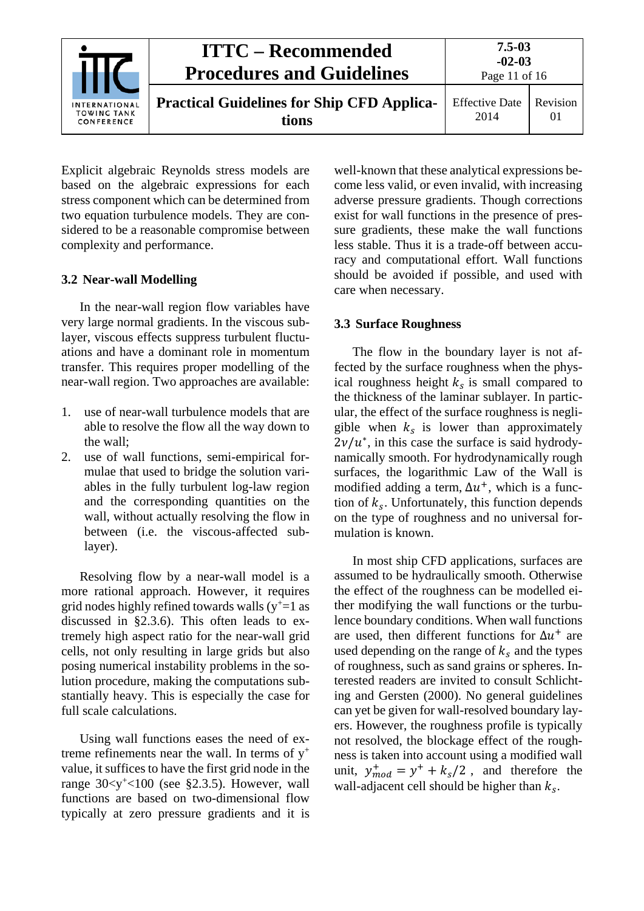Explicit algebraic Reynolds stress models are based on the algebraic expressions for each stress component which can be determined from two equation turbulence models. They are considered to be a reasonable compromise between complexity and performance.

## 3.2 Near-wall Modelling

In the near-wall region flow variables have very large normal gradients. In the viscous sublayer, viscous effects suppress turbulent fluctuations and have a dominant role in momentum transfer. This requires proper modelling of the near-wall region. Two approaches are available:

1. use of near-wall turbulence models that are able to resolve the flow all the way down to the wall;
2. use of wall functions, semi-empirical formulae that used to bridge the solution variables in the fully turbulent log-law region and the corresponding quantities on the wall, without actually resolving the flow in between (i.e. the viscous-affected sublayer).

Resolving flow by a near-wall model is a more rational approach. However, it requires grid nodes highly refined towards walls ($y^+$=1 as discussed in §2.3.6). This often leads to extremely high aspect ratio for the near-wall grid cells, not only resulting in large grids but also posing numerical instability problems in the solution procedure, making the computations substantially heavy. This is especially the case for full scale calculations.

Using wall functions eases the need of extreme refinements near the wall. In terms of $y^+$ value, it suffices to have the first grid node in the range $30<y^+<100$ (see §2.3.5). However, wall functions are based on two-dimensional flow typically at zero pressure gradients and it is well-known that these analytical expressions become less valid, or even invalid, with increasing adverse pressure gradients. Though corrections exist for wall functions in the presence of pressure gradients, these make the wall functions less stable. Thus it is a trade-off between accuracy and computational effort. Wall functions should be avoided if possible, and used with care when necessary.

## 3.3 Surface Roughness

The flow in the boundary layer is not affected by the surface roughness when the physical roughness height $k_s$ is small compared to the thickness of the laminar sublayer. In particular, the effect of the surface roughness is negligible when $k_s$ is lower than approximately $2\nu/u^*$, in this case the surface is said hydrodynamically smooth. For hydrodynamically rough surfaces, the logarithmic Law of the Wall is modified adding a term, $\Delta u^+$, which is a function of $k_s$. Unfortunately, this function depends on the type of roughness and no universal formulation is known.

In most ship CFD applications, surfaces are assumed to be hydraulically smooth. Otherwise the effect of the roughness can be modelled either modifying the wall functions or the turbulence boundary conditions. When wall functions are used, then different functions for $\Delta u^+$ are used depending on the range of $k_s$ and the types of roughness, such as sand grains or spheres. Interested readers are invited to consult Schlichting and Gersten (2000). No general guidelines can yet be given for wall-resolved boundary layers. However, the roughness profile is typically not resolved, the blockage effect of the roughness is taken into account using a modified wall unit, $y^+_{mod} = y^+ + k_s/2$ , and therefore the wall-adjacent cell should be higher than $k_s$.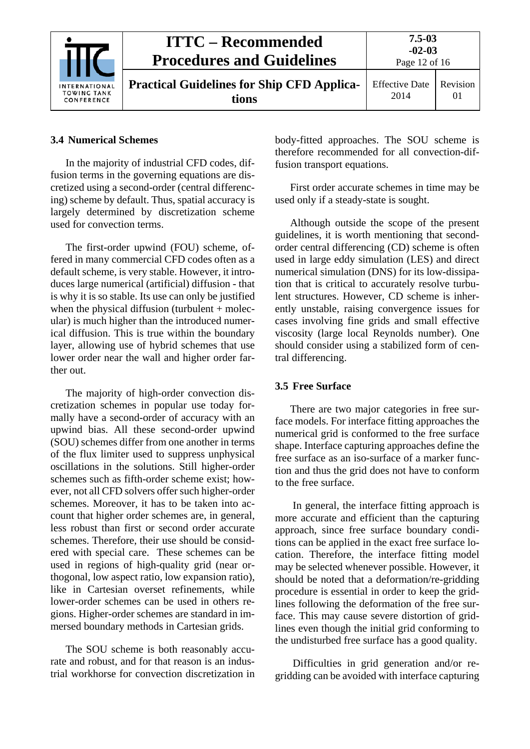### 3.4 Numerical Schemes

In the majority of industrial CFD codes, diffusion terms in the governing equations are discretized using a second-order (central differencing) scheme by default. Thus, spatial accuracy is largely determined by discretization scheme used for convection terms.

The first-order upwind (FOU) scheme, offered in many commercial CFD codes often as a default scheme, is very stable. However, it introduces large numerical (artificial) diffusion - that is why it is so stable. Its use can only be justified when the physical diffusion (turbulent + molecular) is much higher than the introduced numerical diffusion. This is true within the boundary layer, allowing use of hybrid schemes that use lower order near the wall and higher order farther out.

The majority of high-order convection discretization schemes in popular use today formally have a second-order of accuracy with an upwind bias. All these second-order upwind (SOU) schemes differ from one another in terms of the flux limiter used to suppress unphysical oscillations in the solutions. Still higher-order schemes such as fifth-order scheme exist; however, not all CFD solvers offer such higher-order schemes. Moreover, it has to be taken into account that higher order schemes are, in general, less robust than first or second order accurate schemes. Therefore, their use should be considered with special care. These schemes can be used in regions of high-quality grid (near orthogonal, low aspect ratio, low expansion ratio), like in Cartesian overset refinements, while lower-order schemes can be used in others regions. Higher-order schemes are standard in immersed boundary methods in Cartesian grids.

The SOU scheme is both reasonably accurate and robust, and for that reason is an industrial workhorse for convection discretization in body-fitted approaches. The SOU scheme is therefore recommended for all convection-diffusion transport equations.

First order accurate schemes in time may be used only if a steady-state is sought.

Although outside the scope of the present guidelines, it is worth mentioning that second-order central differencing (CD) scheme is often used in large eddy simulation (LES) and direct numerical simulation (DNS) for its low-dissipation that is critical to accurately resolve turbulent structures. However, CD scheme is inherently unstable, raising convergence issues for cases involving fine grids and small effective viscosity (large local Reynolds number). One should consider using a stabilized form of central differencing.

### 3.5 Free Surface

There are two major categories in free surface models. For interface fitting approaches the numerical grid is conformed to the free surface shape. Interface capturing approaches define the free surface as an iso-surface of a marker function and thus the grid does not have to conform to the free surface.

In general, the interface fitting approach is more accurate and efficient than the capturing approach, since free surface boundary conditions can be applied in the exact free surface location. Therefore, the interface fitting model may be selected whenever possible. However, it should be noted that a deformation/re-gridding procedure is essential in order to keep the gridlines following the deformation of the free surface. This may cause severe distortion of gridlines even though the initial grid conforming to the undisturbed free surface has a good quality.

Difficulties in grid generation and/or re-gridding can be avoided with interface capturing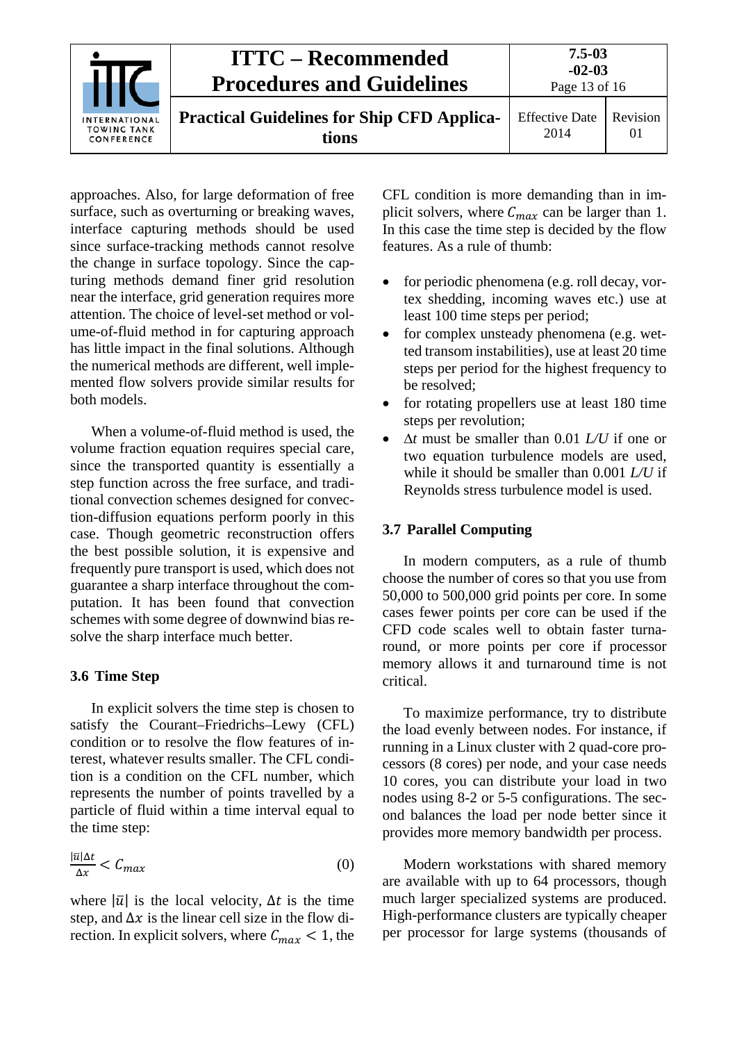approaches. Also, for large deformation of free surface, such as overturning or breaking waves, interface capturing methods should be used since surface-tracking methods cannot resolve the change in surface topology. Since the capturing methods demand finer grid resolution near the interface, grid generation requires more attention. The choice of level-set method or volume-of-fluid method in for capturing approach has little impact in the final solutions. Although the numerical methods are different, well implemented flow solvers provide similar results for both models.

When a volume-of-fluid method is used, the volume fraction equation requires special care, since the transported quantity is essentially a step function across the free surface, and traditional convection schemes designed for convection-diffusion equations perform poorly in this case. Though geometric reconstruction offers the best possible solution, it is expensive and frequently pure transport is used, which does not guarantee a sharp interface throughout the computation. It has been found that convection schemes with some degree of downwind bias resolve the sharp interface much better.

### 3.6 Time Step

In explicit solvers the time step is chosen to satisfy the Courant–Friedrichs–Lewy (CFL) condition or to resolve the flow features of interest, whatever results smaller. The CFL condition is a condition on the CFL number, which represents the number of points travelled by a particle of fluid within a time interval equal to the time step:

$$\frac{|\bar{u}|\Delta t}{\Delta x} < C_{max} \tag{0}$$

where $|\bar{u}|$ is the local velocity, $\Delta t$ is the time step, and $\Delta x$ is the linear cell size in the flow direction. In explicit solvers, where $C_{max} < 1$, the CFL condition is more demanding than in implicit solvers, where $C_{max}$ can be larger than 1. In this case the time step is decided by the flow features. As a rule of thumb:

- for periodic phenomena (e.g. roll decay, vortex shedding, incoming waves etc.) use at least 100 time steps per period;
- for complex unsteady phenomena (e.g. wetted transom instabilities), use at least 20 time steps per period for the highest frequency to be resolved;
- for rotating propellers use at least 180 time steps per revolution;
- $\Delta t$ must be smaller than 0.01 $L/U$ if one or two equation turbulence models are used, while it should be smaller than 0.001 $L/U$ if Reynolds stress turbulence model is used.

### 3.7 Parallel Computing

In modern computers, as a rule of thumb choose the number of cores so that you use from 50,000 to 500,000 grid points per core. In some cases fewer points per core can be used if the CFD code scales well to obtain faster turnaround, or more points per core if processor memory allows it and turnaround time is not critical.

To maximize performance, try to distribute the load evenly between nodes. For instance, if running in a Linux cluster with 2 quad-core processors (8 cores) per node, and your case needs 10 cores, you can distribute your load in two nodes using 8-2 or 5-5 configurations. The second balances the load per node better since it provides more memory bandwidth per process.

Modern workstations with shared memory are available with up to 64 processors, though much larger specialized systems are produced. High-performance clusters are typically cheaper per processor for large systems (thousands of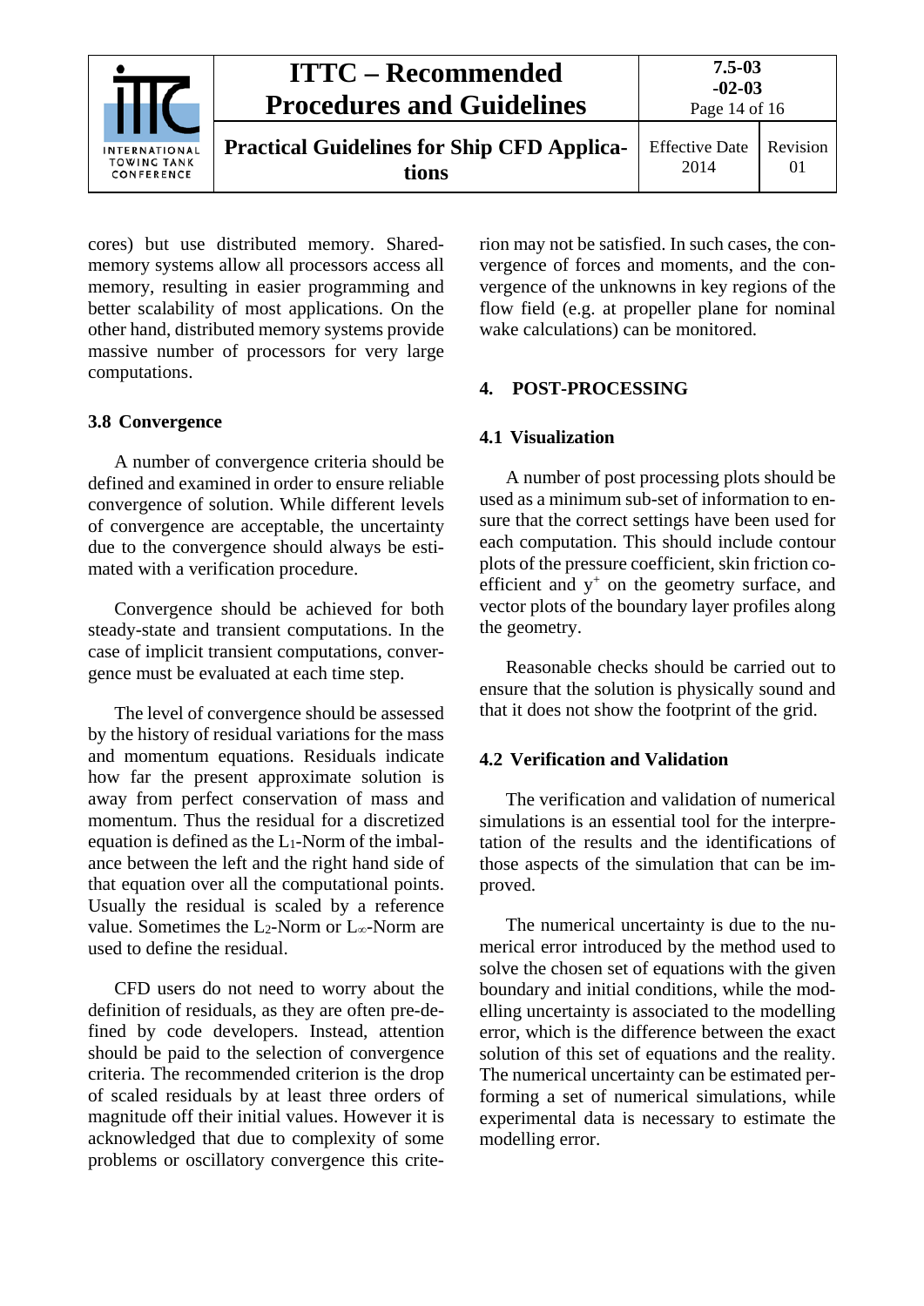cores) but use distributed memory. Shared-memory systems allow all processors access all memory, resulting in easier programming and better scalability of most applications. On the other hand, distributed memory systems provide massive number of processors for very large computations.

### 3.8 Convergence

A number of convergence criteria should be defined and examined in order to ensure reliable convergence of solution. While different levels of convergence are acceptable, the uncertainty due to the convergence should always be estimated with a verification procedure.

Convergence should be achieved for both steady-state and transient computations. In the case of implicit transient computations, convergence must be evaluated at each time step.

The level of convergence should be assessed by the history of residual variations for the mass and momentum equations. Residuals indicate how far the present approximate solution is away from perfect conservation of mass and momentum. Thus the residual for a discretized equation is defined as the $L_1$-Norm of the imbalance between the left and the right hand side of that equation over all the computational points. Usually the residual is scaled by a reference value. Sometimes the $L_2$-Norm or $L_\infty$-Norm are used to define the residual.

CFD users do not need to worry about the definition of residuals, as they are often pre-defined by code developers. Instead, attention should be paid to the selection of convergence criteria. The recommended criterion is the drop of scaled residuals by at least three orders of magnitude off their initial values. However it is acknowledged that due to complexity of some problems or oscillatory convergence this criterion may not be satisfied. In such cases, the convergence of forces and moments, and the convergence of the unknowns in key regions of the flow field (e.g. at propeller plane for nominal wake calculations) can be monitored.

## 4. POST-PROCESSING

### 4.1 Visualization

A number of post processing plots should be used as a minimum sub-set of information to ensure that the correct settings have been used for each computation. This should include contour plots of the pressure coefficient, skin friction coefficient and $y^+$ on the geometry surface, and vector plots of the boundary layer profiles along the geometry.

Reasonable checks should be carried out to ensure that the solution is physically sound and that it does not show the footprint of the grid.

### 4.2 Verification and Validation

The verification and validation of numerical simulations is an essential tool for the interpretation of the results and the identifications of those aspects of the simulation that can be improved.

The numerical uncertainty is due to the numerical error introduced by the method used to solve the chosen set of equations with the given boundary and initial conditions, while the modelling uncertainty is associated to the modelling error, which is the difference between the exact solution of this set of equations and the reality. The numerical uncertainty can be estimated performing a set of numerical simulations, while experimental data is necessary to estimate the modelling error.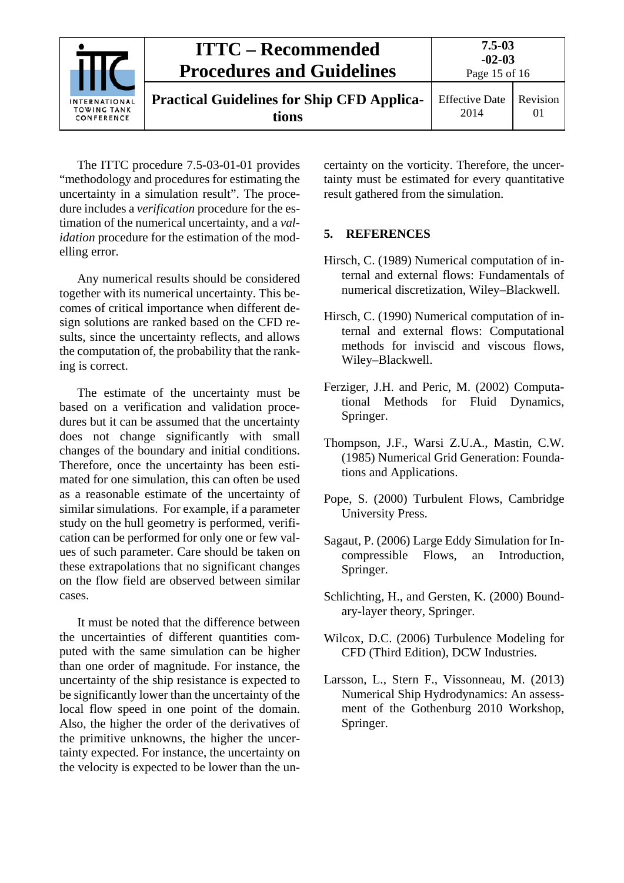The ITTC procedure 7.5-03-01-01 provides "methodology and procedures for estimating the uncertainty in a simulation result". The procedure includes a *verification* procedure for the estimation of the numerical uncertainty, and a *validation* procedure for the estimation of the modelling error.

Any numerical results should be considered together with its numerical uncertainty. This becomes of critical importance when different design solutions are ranked based on the CFD results, since the uncertainty reflects, and allows the computation of, the probability that the ranking is correct.

The estimate of the uncertainty must be based on a verification and validation procedures but it can be assumed that the uncertainty does not change significantly with small changes of the boundary and initial conditions. Therefore, once the uncertainty has been estimated for one simulation, this can often be used as a reasonable estimate of the uncertainty of similar simulations. For example, if a parameter study on the hull geometry is performed, verification can be performed for only one or few values of such parameter. Care should be taken on these extrapolations that no significant changes on the flow field are observed between similar cases.

It must be noted that the difference between the uncertainties of different quantities computed with the same simulation can be higher than one order of magnitude. For instance, the uncertainty of the ship resistance is expected to be significantly lower than the uncertainty of the local flow speed in one point of the domain. Also, the higher the order of the derivatives of the primitive unknowns, the higher the uncertainty expected. For instance, the uncertainty on the velocity is expected to be lower than the uncertainty on the vorticity. Therefore, the uncertainty must be estimated for every quantitative result gathered from the simulation.

## 5. REFERENCES

Hirsch, C. (1989) Numerical computation of internal and external flows: Fundamentals of numerical discretization, Wiley–Blackwell.

Hirsch, C. (1990) Numerical computation of internal and external flows: Computational methods for inviscid and viscous flows, Wiley–Blackwell.

Ferziger, J.H. and Peric, M. (2002) Computational Methods for Fluid Dynamics, Springer.

Thompson, J.F., Warsi Z.U.A., Mastin, C.W. (1985) Numerical Grid Generation: Foundations and Applications.

Pope, S. (2000) Turbulent Flows, Cambridge University Press.

Sagaut, P. (2006) Large Eddy Simulation for Incompressible Flows, an Introduction, Springer.

Schlichting, H., and Gersten, K. (2000) Boundary-layer theory, Springer.

Wilcox, D.C. (2006) Turbulence Modeling for CFD (Third Edition), DCW Industries.

Larsson, L., Stern F., Vissonneau, M. (2013) Numerical Ship Hydrodynamics: An assessment of the Gothenburg 2010 Workshop, Springer.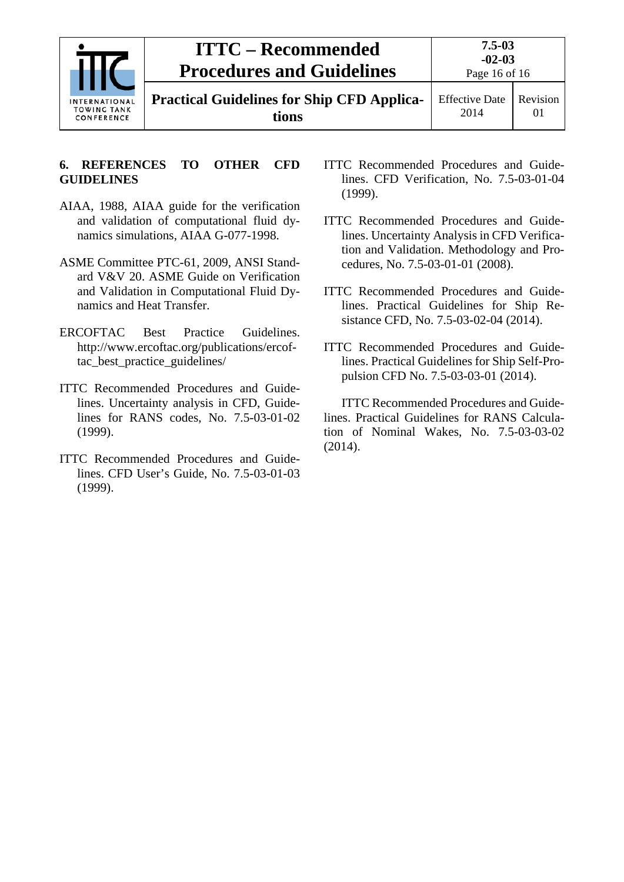## 6. REFERENCES TO OTHER CFD GUIDELINES

AIAA, 1988, AIAA guide for the verification and validation of computational fluid dynamics simulations, AIAA G-077-1998.

ASME Committee PTC-61, 2009, ANSI Standard V&V 20. ASME Guide on Verification and Validation in Computational Fluid Dynamics and Heat Transfer.

ERCOFTAC Best Practice Guidelines. http://www.ercoftac.org/publications/ercoftac_best_practice_guidelines/

ITTC Recommended Procedures and Guidelines. Uncertainty analysis in CFD, Guidelines for RANS codes, No. 7.5-03-01-02 (1999).

ITTC Recommended Procedures and Guidelines. CFD User's Guide, No. 7.5-03-01-03 (1999).

ITTC Recommended Procedures and Guidelines. CFD Verification, No. 7.5-03-01-04 (1999).

ITTC Recommended Procedures and Guidelines. Uncertainty Analysis in CFD Verification and Validation. Methodology and Procedures, No. 7.5-03-01-01 (2008).

ITTC Recommended Procedures and Guidelines. Practical Guidelines for Ship Resistance CFD, No. 7.5-03-02-04 (2014).

ITTC Recommended Procedures and Guidelines. Practical Guidelines for Ship Self-Propulsion CFD No. 7.5-03-03-01 (2014).

ITTC Recommended Procedures and Guidelines. Practical Guidelines for RANS Calculation of Nominal Wakes, No. 7.5-03-03-02 (2014).